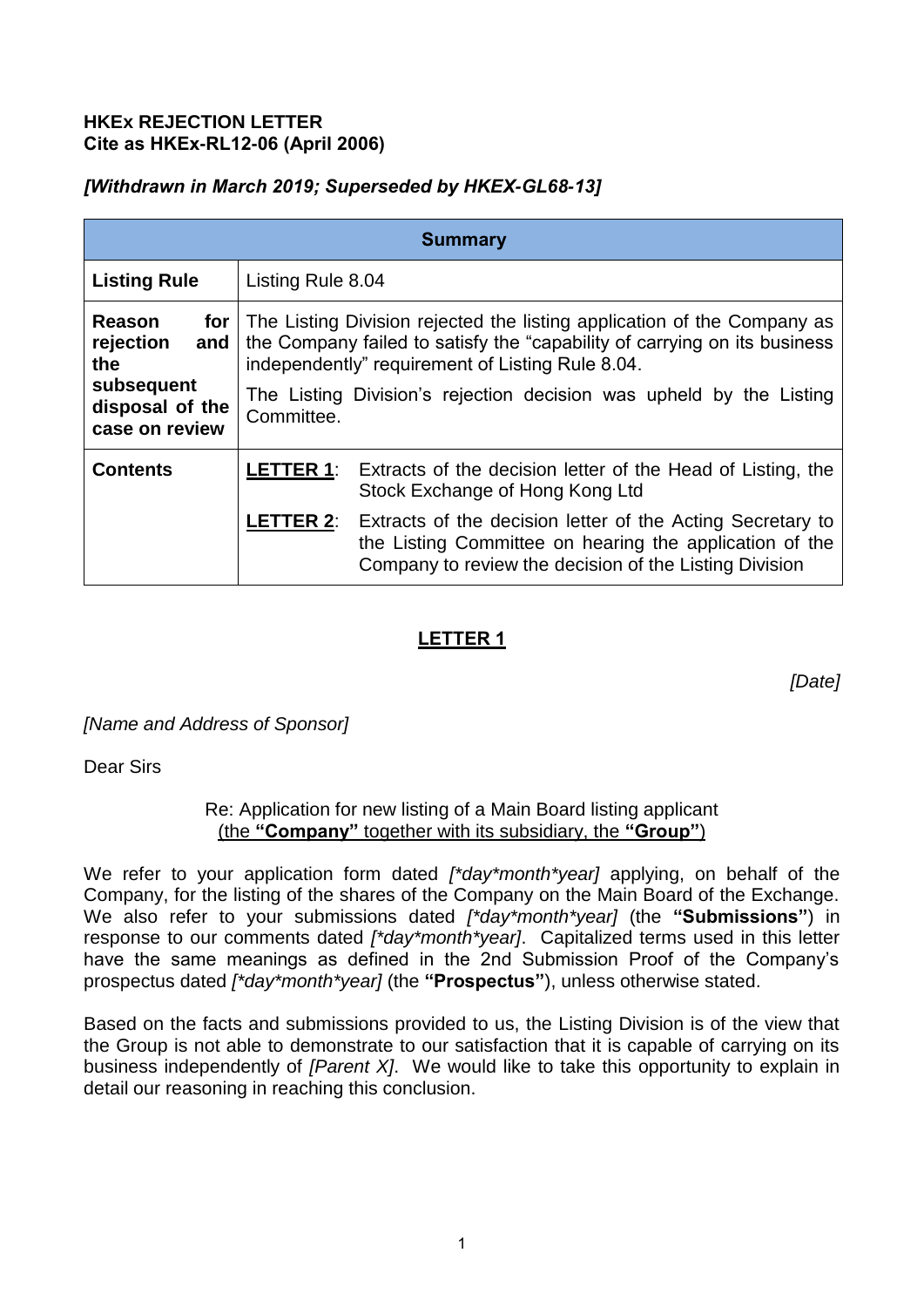**HKEx REJECTION LETTER**
**Cite as HKEx-RL12-06 (April 2006)**

***[Withdrawn in March 2019; Superseded by HKEX-GL68-13]***

| **Summary** | |
|---|---|
| **Listing Rule** | Listing Rule 8.04 |
| **Reason for rejection and the subsequent disposal of the case on review** | The Listing Division rejected the listing application of the Company as the Company failed to satisfy the "capability of carrying on its business independently" requirement of Listing Rule 8.04.<br>The Listing Division's rejection decision was upheld by the Listing Committee. |
| **Contents** | **LETTER 1**: Extracts of the decision letter of the Head of Listing, the Stock Exchange of Hong Kong Ltd<br>**LETTER 2**: Extracts of the decision letter of the Acting Secretary to the Listing Committee on hearing the application of the Company to review the decision of the Listing Division |

## LETTER 1

*[Date]*

*[Name and Address of Sponsor]*

Dear Sirs

Re: Application for new listing of a Main Board listing applicant
(the **"Company"** together with its subsidiary, the **"Group"**)

We refer to your application form dated *[\*day\*month\*year]* applying, on behalf of the Company, for the listing of the shares of the Company on the Main Board of the Exchange. We also refer to your submissions dated *[\*day\*month\*year]* (the **"Submissions"**) in response to our comments dated *[\*day\*month\*year]*. Capitalized terms used in this letter have the same meanings as defined in the 2nd Submission Proof of the Company's prospectus dated *[\*day\*month\*year]* (the **"Prospectus"**), unless otherwise stated.

Based on the facts and submissions provided to us, the Listing Division is of the view that the Group is not able to demonstrate to our satisfaction that it is capable of carrying on its business independently of *[Parent X]*. We would like to take this opportunity to explain in detail our reasoning in reaching this conclusion.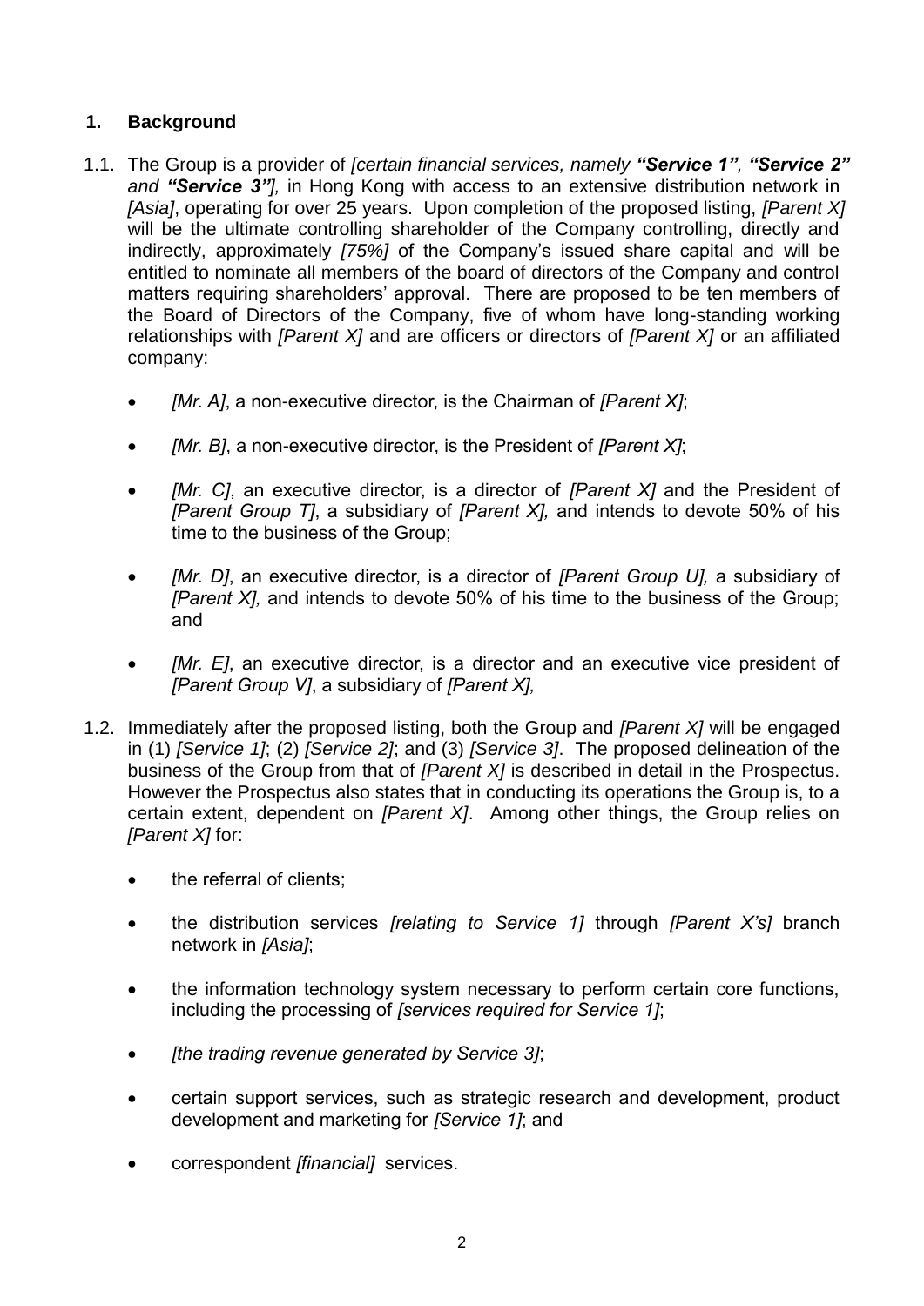## 1. Background

1.1. The Group is a provider of *[certain financial services, namely* ***"Service 1", "Service 2"*** *and* ***"Service 3"],*** in Hong Kong with access to an extensive distribution network in *[Asia]*, operating for over 25 years. Upon completion of the proposed listing, *[Parent X]* will be the ultimate controlling shareholder of the Company controlling, directly and indirectly, approximately *[75%]* of the Company's issued share capital and will be entitled to nominate all members of the board of directors of the Company and control matters requiring shareholders' approval. There are proposed to be ten members of the Board of Directors of the Company, five of whom have long-standing working relationships with *[Parent X]* and are officers or directors of *[Parent X]* or an affiliated company:

- *[Mr. A]*, a non-executive director, is the Chairman of *[Parent X]*;
- *[Mr. B]*, a non-executive director, is the President of *[Parent X]*;
- *[Mr. C]*, an executive director, is a director of *[Parent X]* and the President of *[Parent Group T]*, a subsidiary of *[Parent X],* and intends to devote 50% of his time to the business of the Group;
- *[Mr. D]*, an executive director, is a director of *[Parent Group U],* a subsidiary of *[Parent X],* and intends to devote 50% of his time to the business of the Group; and
- *[Mr. E]*, an executive director, is a director and an executive vice president of *[Parent Group V]*, a subsidiary of *[Parent X],*

1.2. Immediately after the proposed listing, both the Group and *[Parent X]* will be engaged in (1) *[Service 1]*; (2) *[Service 2]*; and (3) *[Service 3]*. The proposed delineation of the business of the Group from that of *[Parent X]* is described in detail in the Prospectus. However the Prospectus also states that in conducting its operations the Group is, to a certain extent, dependent on *[Parent X]*. Among other things, the Group relies on *[Parent X]* for:

- the referral of clients;
- the distribution services *[relating to Service 1]* through *[Parent X's]* branch network in *[Asia]*;
- the information technology system necessary to perform certain core functions, including the processing of *[services required for Service 1]*;
- *[the trading revenue generated by Service 3]*;
- certain support services, such as strategic research and development, product development and marketing for *[Service 1]*; and
- correspondent *[financial]* services.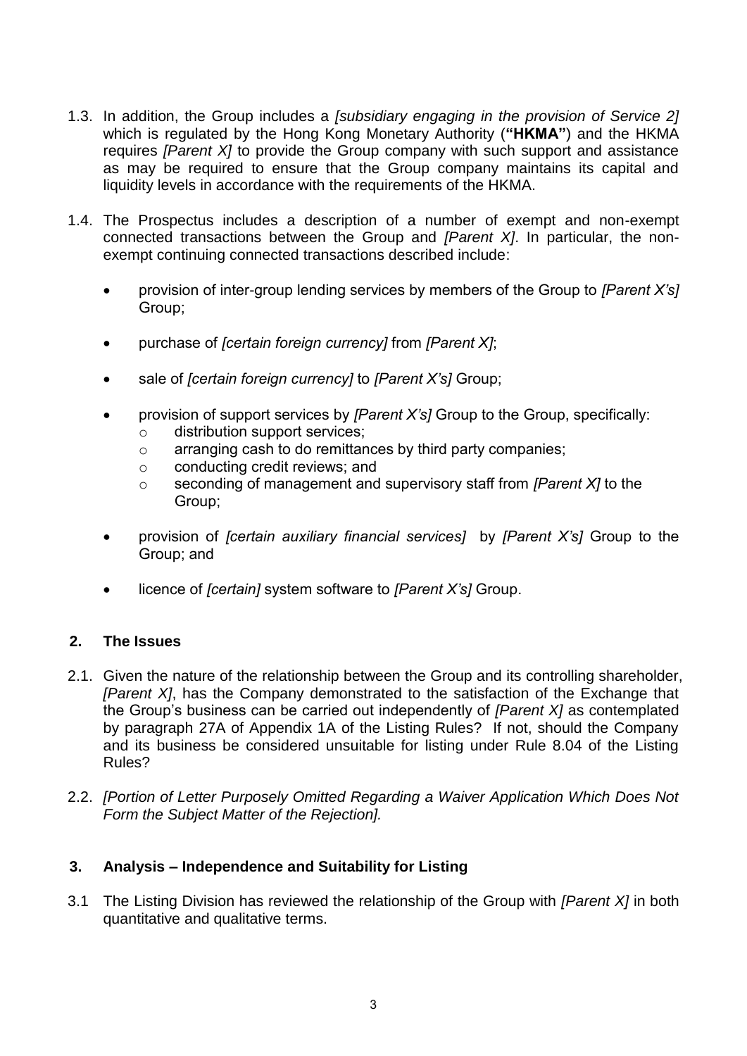1.3. In addition, the Group includes a *[subsidiary engaging in the provision of Service 2]* which is regulated by the Hong Kong Monetary Authority (**"HKMA"**) and the HKMA requires *[Parent X]* to provide the Group company with such support and assistance as may be required to ensure that the Group company maintains its capital and liquidity levels in accordance with the requirements of the HKMA.

1.4. The Prospectus includes a description of a number of exempt and non-exempt connected transactions between the Group and *[Parent X]*. In particular, the non-exempt continuing connected transactions described include:

- provision of inter-group lending services by members of the Group to *[Parent X's]* Group;
- purchase of *[certain foreign currency]* from *[Parent X]*;
- sale of *[certain foreign currency]* to *[Parent X's]* Group;
- provision of support services by *[Parent X's]* Group to the Group, specifically:
  - distribution support services;
  - arranging cash to do remittances by third party companies;
  - conducting credit reviews; and
  - seconding of management and supervisory staff from *[Parent X]* to the Group;
- provision of *[certain auxiliary financial services]* by *[Parent X's]* Group to the Group; and
- licence of *[certain]* system software to *[Parent X's]* Group.

## 2. The Issues

2.1. Given the nature of the relationship between the Group and its controlling shareholder, *[Parent X]*, has the Company demonstrated to the satisfaction of the Exchange that the Group's business can be carried out independently of *[Parent X]* as contemplated by paragraph 27A of Appendix 1A of the Listing Rules? If not, should the Company and its business be considered unsuitable for listing under Rule 8.04 of the Listing Rules?

2.2. *[Portion of Letter Purposely Omitted Regarding a Waiver Application Which Does Not Form the Subject Matter of the Rejection].*

## 3. Analysis – Independence and Suitability for Listing

3.1 The Listing Division has reviewed the relationship of the Group with *[Parent X]* in both quantitative and qualitative terms.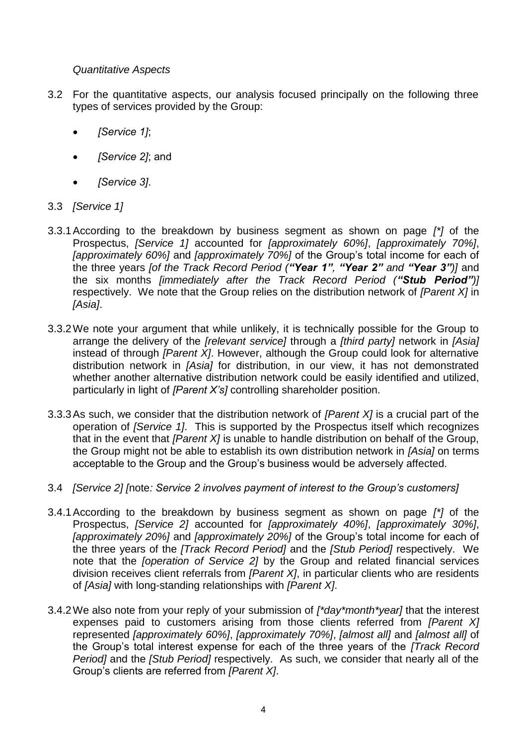*Quantitative Aspects*

3.2 For the quantitative aspects, our analysis focused principally on the following three types of services provided by the Group:

- *[Service 1]*;
- *[Service 2]*; and
- *[Service 3]*.

3.3 *[Service 1]*

3.3.1 According to the breakdown by business segment as shown on page *[*]* of the Prospectus, *[Service 1]* accounted for *[approximately 60%]*, *[approximately 70%]*, *[approximately 60%]* and *[approximately 70%]* of the Group's total income for each of the three years *[of the Track Record Period (**"Year 1"**, **"Year 2"** and **"Year 3"**)]* and the six months *[immediately after the Track Record Period (**"Stub Period"**)]* respectively. We note that the Group relies on the distribution network of *[Parent X]* in *[Asia]*.

3.3.2 We note your argument that while unlikely, it is technically possible for the Group to arrange the delivery of the *[relevant service]* through a *[third party]* network in *[Asia]* instead of through *[Parent X]*. However, although the Group could look for alternative distribution network in *[Asia]* for distribution, in our view, it has not demonstrated whether another alternative distribution network could be easily identified and utilized, particularly in light of *[Parent X's]* controlling shareholder position.

3.3.3 As such, we consider that the distribution network of *[Parent X]* is a crucial part of the operation of *[Service 1]*. This is supported by the Prospectus itself which recognizes that in the event that *[Parent X]* is unable to handle distribution on behalf of the Group, the Group might not be able to establish its own distribution network in *[Asia]* on terms acceptable to the Group and the Group's business would be adversely affected.

3.4 *[Service 2] [*note*: Service 2 involves payment of interest to the Group's customers]*

3.4.1 According to the breakdown by business segment as shown on page *[*]* of the Prospectus, *[Service 2]* accounted for *[approximately 40%]*, *[approximately 30%]*, *[approximately 20%]* and *[approximately 20%]* of the Group's total income for each of the three years of the *[Track Record Period]* and the *[Stub Period]* respectively. We note that the *[operation of Service 2]* by the Group and related financial services division receives client referrals from *[Parent X]*, in particular clients who are residents of *[Asia]* with long-standing relationships with *[Parent X]*.

3.4.2 We also note from your reply of your submission of *[*day*month*year]* that the interest expenses paid to customers arising from those clients referred from *[Parent X]* represented *[approximately 60%]*, *[approximately 70%]*, *[almost all]* and *[almost all]* of the Group's total interest expense for each of the three years of the *[Track Record Period]* and the *[Stub Period]* respectively. As such, we consider that nearly all of the Group's clients are referred from *[Parent X]*.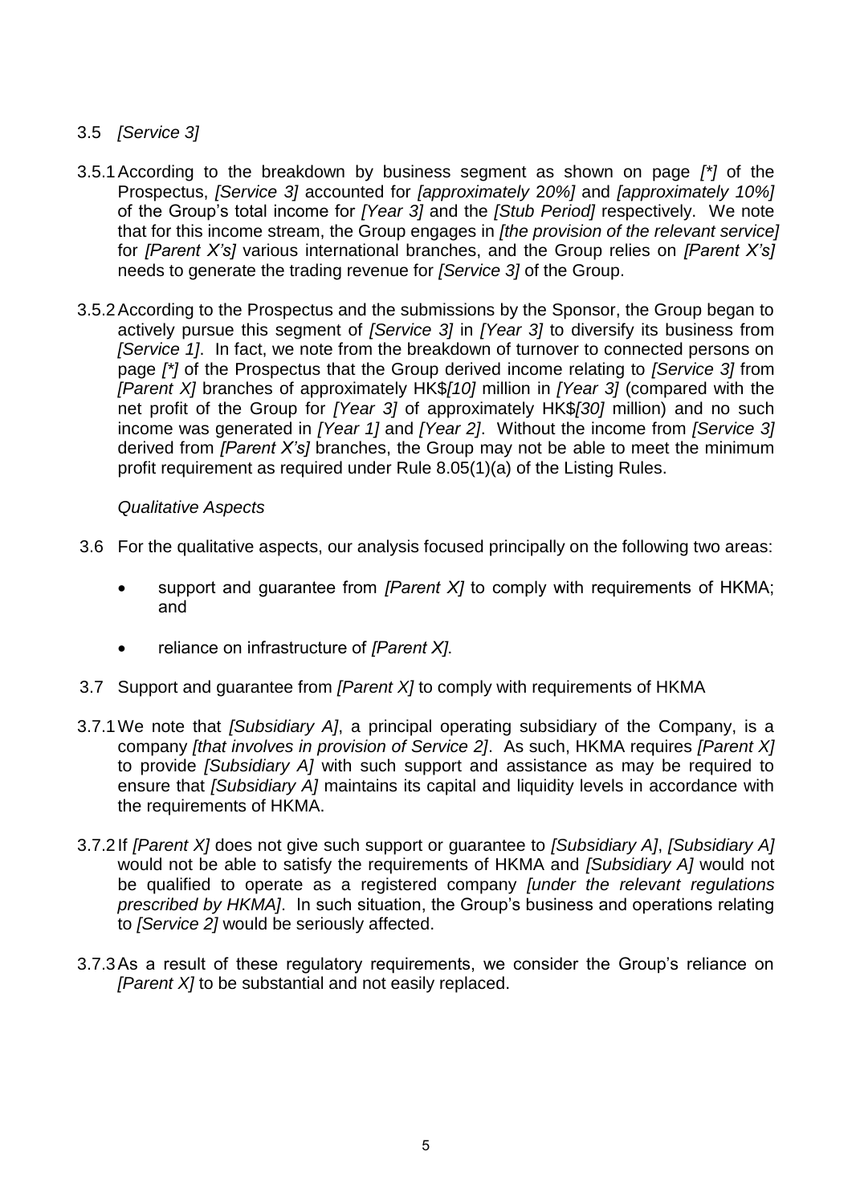3.5 *[Service 3]*

3.5.1 According to the breakdown by business segment as shown on page *[*]* of the Prospectus, *[Service 3]* accounted for *[approximately 20%]* and *[approximately 10%]* of the Group's total income for *[Year 3]* and the *[Stub Period]* respectively. We note that for this income stream, the Group engages in *[the provision of the relevant service]* for *[Parent X's]* various international branches, and the Group relies on *[Parent X's]* needs to generate the trading revenue for *[Service 3]* of the Group.

3.5.2 According to the Prospectus and the submissions by the Sponsor, the Group began to actively pursue this segment of *[Service 3]* in *[Year 3]* to diversify its business from *[Service 1]*. In fact, we note from the breakdown of turnover to connected persons on page *[*]* of the Prospectus that the Group derived income relating to *[Service 3]* from *[Parent X]* branches of approximately HK$*[10]* million in *[Year 3]* (compared with the net profit of the Group for *[Year 3]* of approximately HK$*[30]* million) and no such income was generated in *[Year 1]* and *[Year 2]*. Without the income from *[Service 3]* derived from *[Parent X's]* branches, the Group may not be able to meet the minimum profit requirement as required under Rule 8.05(1)(a) of the Listing Rules.

*Qualitative Aspects*

3.6 For the qualitative aspects, our analysis focused principally on the following two areas:

- support and guarantee from *[Parent X]* to comply with requirements of HKMA; and
- reliance on infrastructure of *[Parent X]*.

3.7 Support and guarantee from *[Parent X]* to comply with requirements of HKMA

3.7.1 We note that *[Subsidiary A]*, a principal operating subsidiary of the Company, is a company *[that involves in provision of Service 2]*. As such, HKMA requires *[Parent X]* to provide *[Subsidiary A]* with such support and assistance as may be required to ensure that *[Subsidiary A]* maintains its capital and liquidity levels in accordance with the requirements of HKMA.

3.7.2 If *[Parent X]* does not give such support or guarantee to *[Subsidiary A]*, *[Subsidiary A]* would not be able to satisfy the requirements of HKMA and *[Subsidiary A]* would not be qualified to operate as a registered company *[under the relevant regulations prescribed by HKMA]*. In such situation, the Group's business and operations relating to *[Service 2]* would be seriously affected.

3.7.3 As a result of these regulatory requirements, we consider the Group's reliance on *[Parent X]* to be substantial and not easily replaced.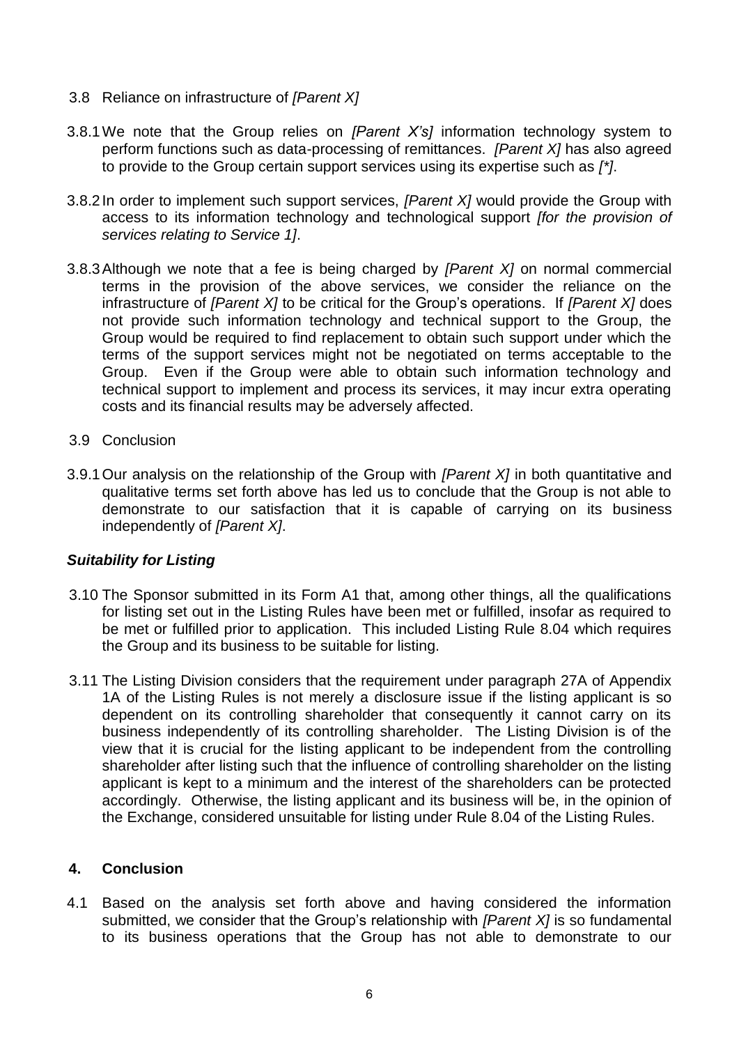3.8 Reliance on infrastructure of *[Parent X]*

3.8.1 We note that the Group relies on *[Parent X's]* information technology system to perform functions such as data-processing of remittances. *[Parent X]* has also agreed to provide to the Group certain support services using its expertise such as *[*]*.

3.8.2 In order to implement such support services, *[Parent X]* would provide the Group with access to its information technology and technological support *[for the provision of services relating to Service 1]*.

3.8.3 Although we note that a fee is being charged by *[Parent X]* on normal commercial terms in the provision of the above services, we consider the reliance on the infrastructure of *[Parent X]* to be critical for the Group's operations. If *[Parent X]* does not provide such information technology and technical support to the Group, the Group would be required to find replacement to obtain such support under which the terms of the support services might not be negotiated on terms acceptable to the Group. Even if the Group were able to obtain such information technology and technical support to implement and process its services, it may incur extra operating costs and its financial results may be adversely affected.

3.9 Conclusion

3.9.1 Our analysis on the relationship of the Group with *[Parent X]* in both quantitative and qualitative terms set forth above has led us to conclude that the Group is not able to demonstrate to our satisfaction that it is capable of carrying on its business independently of *[Parent X]*.

***Suitability for Listing***

3.10 The Sponsor submitted in its Form A1 that, among other things, all the qualifications for listing set out in the Listing Rules have been met or fulfilled, insofar as required to be met or fulfilled prior to application. This included Listing Rule 8.04 which requires the Group and its business to be suitable for listing.

3.11 The Listing Division considers that the requirement under paragraph 27A of Appendix 1A of the Listing Rules is not merely a disclosure issue if the listing applicant is so dependent on its controlling shareholder that consequently it cannot carry on its business independently of its controlling shareholder. The Listing Division is of the view that it is crucial for the listing applicant to be independent from the controlling shareholder after listing such that the influence of controlling shareholder on the listing applicant is kept to a minimum and the interest of the shareholders can be protected accordingly. Otherwise, the listing applicant and its business will be, in the opinion of the Exchange, considered unsuitable for listing under Rule 8.04 of the Listing Rules.

## 4. Conclusion

4.1 Based on the analysis set forth above and having considered the information submitted, we consider that the Group's relationship with *[Parent X]* is so fundamental to its business operations that the Group has not able to demonstrate to our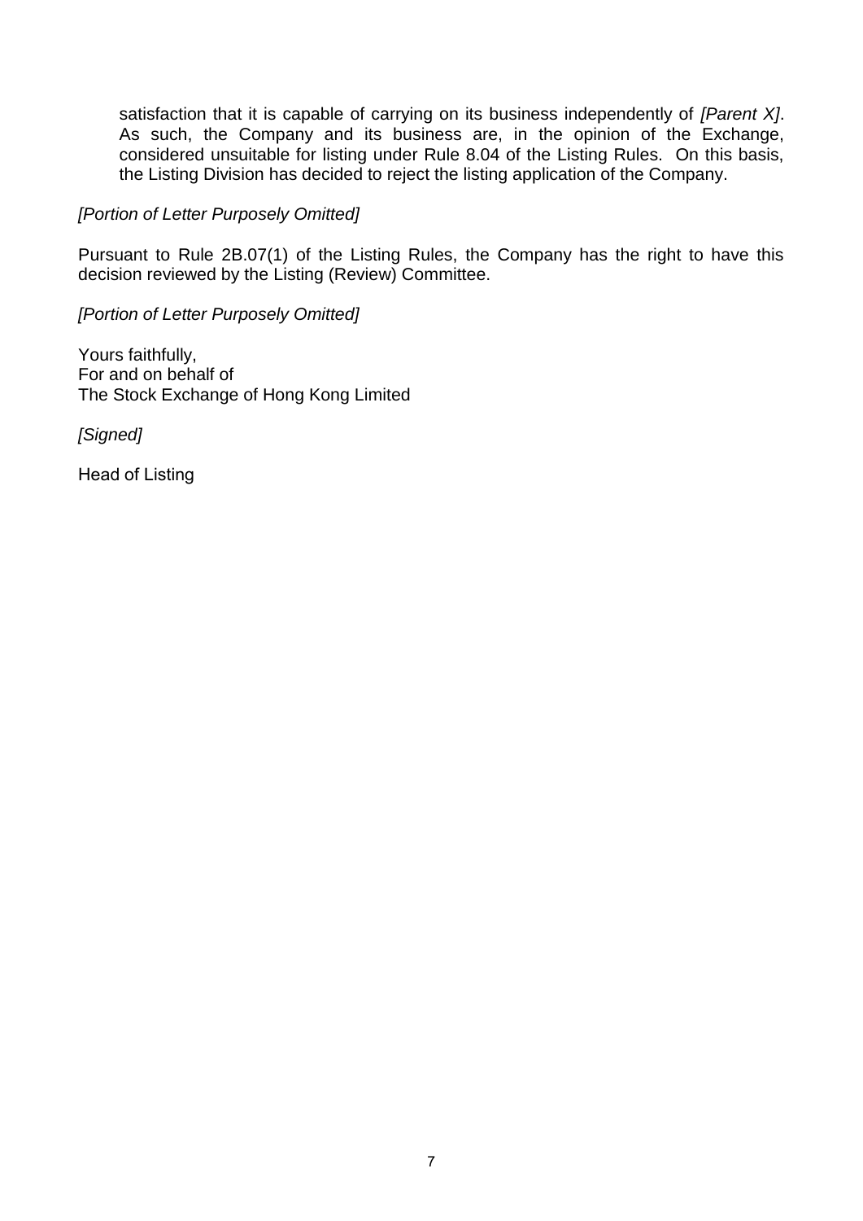satisfaction that it is capable of carrying on its business independently of *[Parent X]*. As such, the Company and its business are, in the opinion of the Exchange, considered unsuitable for listing under Rule 8.04 of the Listing Rules. On this basis, the Listing Division has decided to reject the listing application of the Company.

*[Portion of Letter Purposely Omitted]*

Pursuant to Rule 2B.07(1) of the Listing Rules, the Company has the right to have this decision reviewed by the Listing (Review) Committee.

*[Portion of Letter Purposely Omitted]*

Yours faithfully,
For and on behalf of
The Stock Exchange of Hong Kong Limited

*[Signed]*

Head of Listing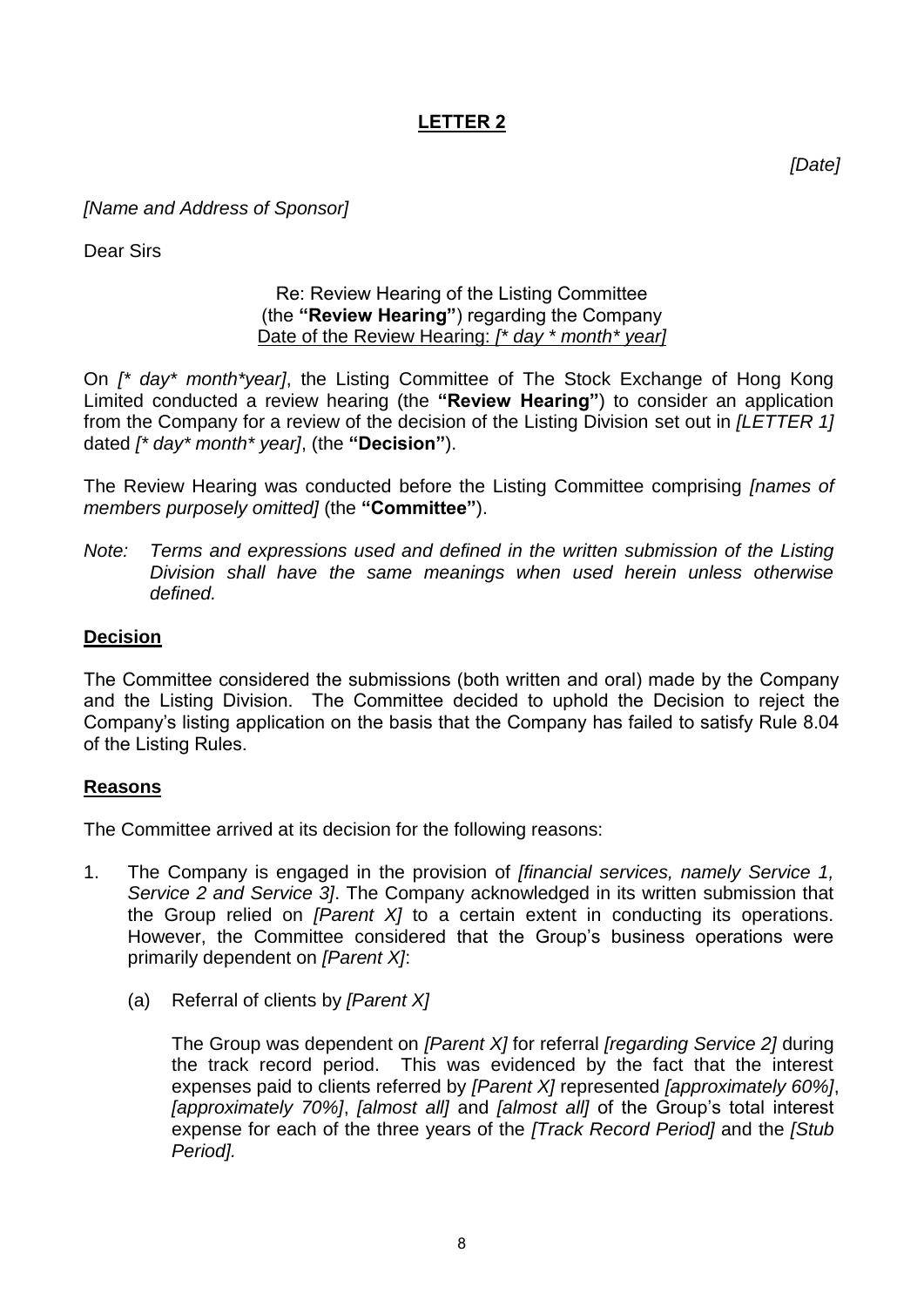# LETTER 2

*[Date]*

*[Name and Address of Sponsor]*

Dear Sirs

Re: Review Hearing of the Listing Committee
(the **"Review Hearing"**) regarding the Company
Date of the Review Hearing: *[\* day \* month\* year]*

On *[\* day\* month\*year]*, the Listing Committee of The Stock Exchange of Hong Kong Limited conducted a review hearing (the **"Review Hearing"**) to consider an application from the Company for a review of the decision of the Listing Division set out in *[LETTER 1]* dated *[\* day\* month\* year]*, (the **"Decision"**).

The Review Hearing was conducted before the Listing Committee comprising *[names of members purposely omitted]* (the **"Committee"**).

*Note: Terms and expressions used and defined in the written submission of the Listing Division shall have the same meanings when used herein unless otherwise defined.*

## Decision

The Committee considered the submissions (both written and oral) made by the Company and the Listing Division. The Committee decided to uphold the Decision to reject the Company's listing application on the basis that the Company has failed to satisfy Rule 8.04 of the Listing Rules.

## Reasons

The Committee arrived at its decision for the following reasons:

1. The Company is engaged in the provision of *[financial services, namely Service 1, Service 2 and Service 3]*. The Company acknowledged in its written submission that the Group relied on *[Parent X]* to a certain extent in conducting its operations. However, the Committee considered that the Group's business operations were primarily dependent on *[Parent X]*:

   (a) Referral of clients by *[Parent X]*

   The Group was dependent on *[Parent X]* for referral *[regarding Service 2]* during the track record period. This was evidenced by the fact that the interest expenses paid to clients referred by *[Parent X]* represented *[approximately 60%]*, *[approximately 70%]*, *[almost all]* and *[almost all]* of the Group's total interest expense for each of the three years of the *[Track Record Period]* and the *[Stub Period].*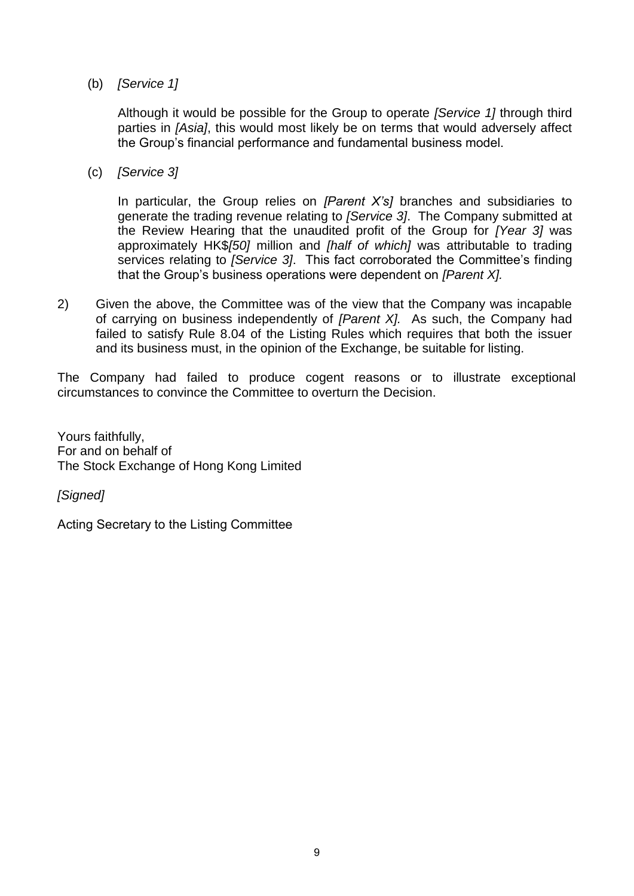(b) *[Service 1]*

Although it would be possible for the Group to operate *[Service 1]* through third parties in *[Asia]*, this would most likely be on terms that would adversely affect the Group's financial performance and fundamental business model.

(c) *[Service 3]*

In particular, the Group relies on *[Parent X's]* branches and subsidiaries to generate the trading revenue relating to *[Service 3]*. The Company submitted at the Review Hearing that the unaudited profit of the Group for *[Year 3]* was approximately HK$*[50]* million and *[half of which]* was attributable to trading services relating to *[Service 3]*. This fact corroborated the Committee's finding that the Group's business operations were dependent on *[Parent X].*

2) Given the above, the Committee was of the view that the Company was incapable of carrying on business independently of *[Parent X].* As such, the Company had failed to satisfy Rule 8.04 of the Listing Rules which requires that both the issuer and its business must, in the opinion of the Exchange, be suitable for listing.

The Company had failed to produce cogent reasons or to illustrate exceptional circumstances to convince the Committee to overturn the Decision.

Yours faithfully,
For and on behalf of
The Stock Exchange of Hong Kong Limited

*[Signed]*

Acting Secretary to the Listing Committee